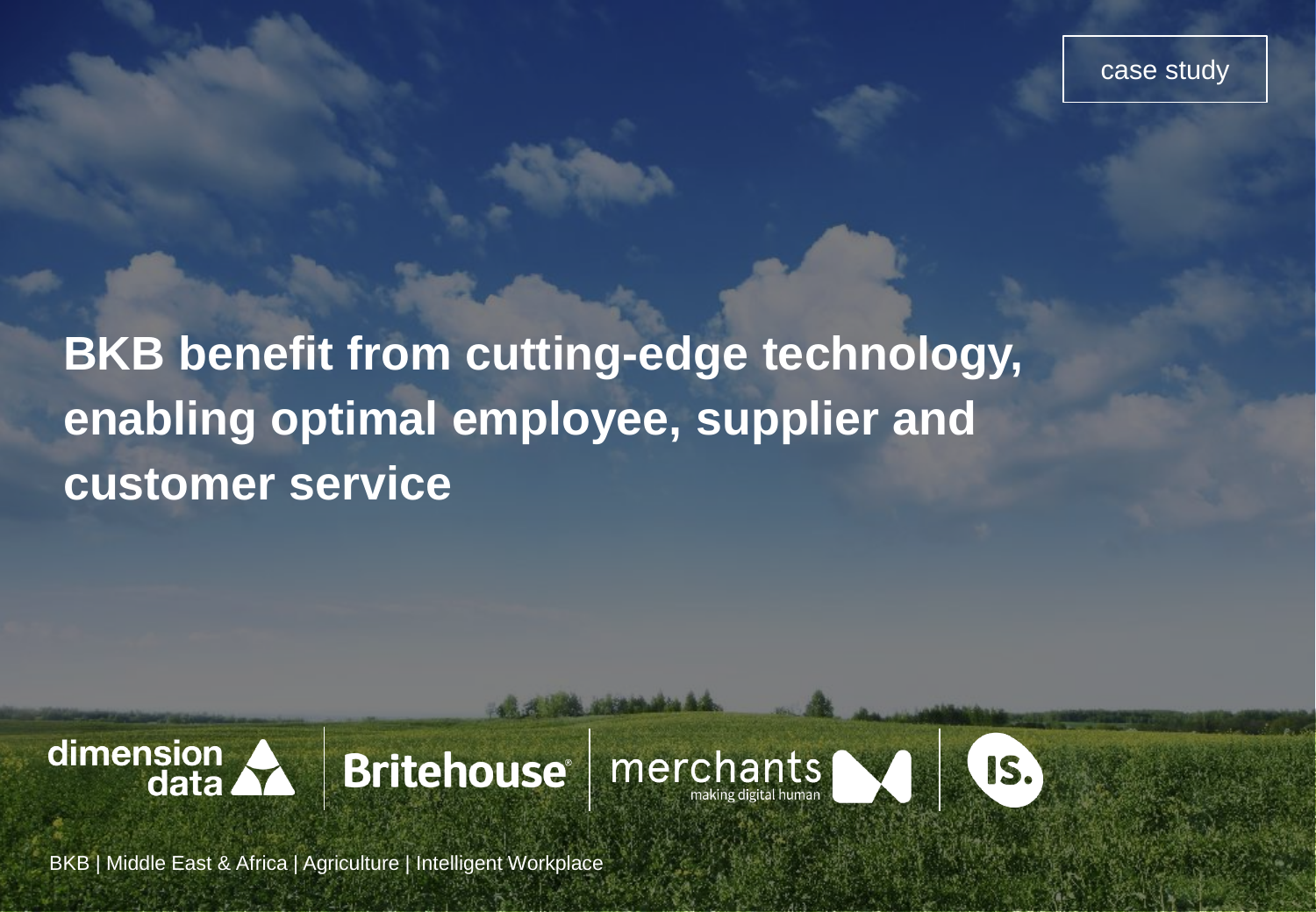case study

# BKB benefit from cutting-edge technology, enabling optimal employee, supplier and customer service

dimension data | Britehouse | merchants making digital human | IS.

BKB | Middle East & Africa | Agriculture | Intelligent Workplace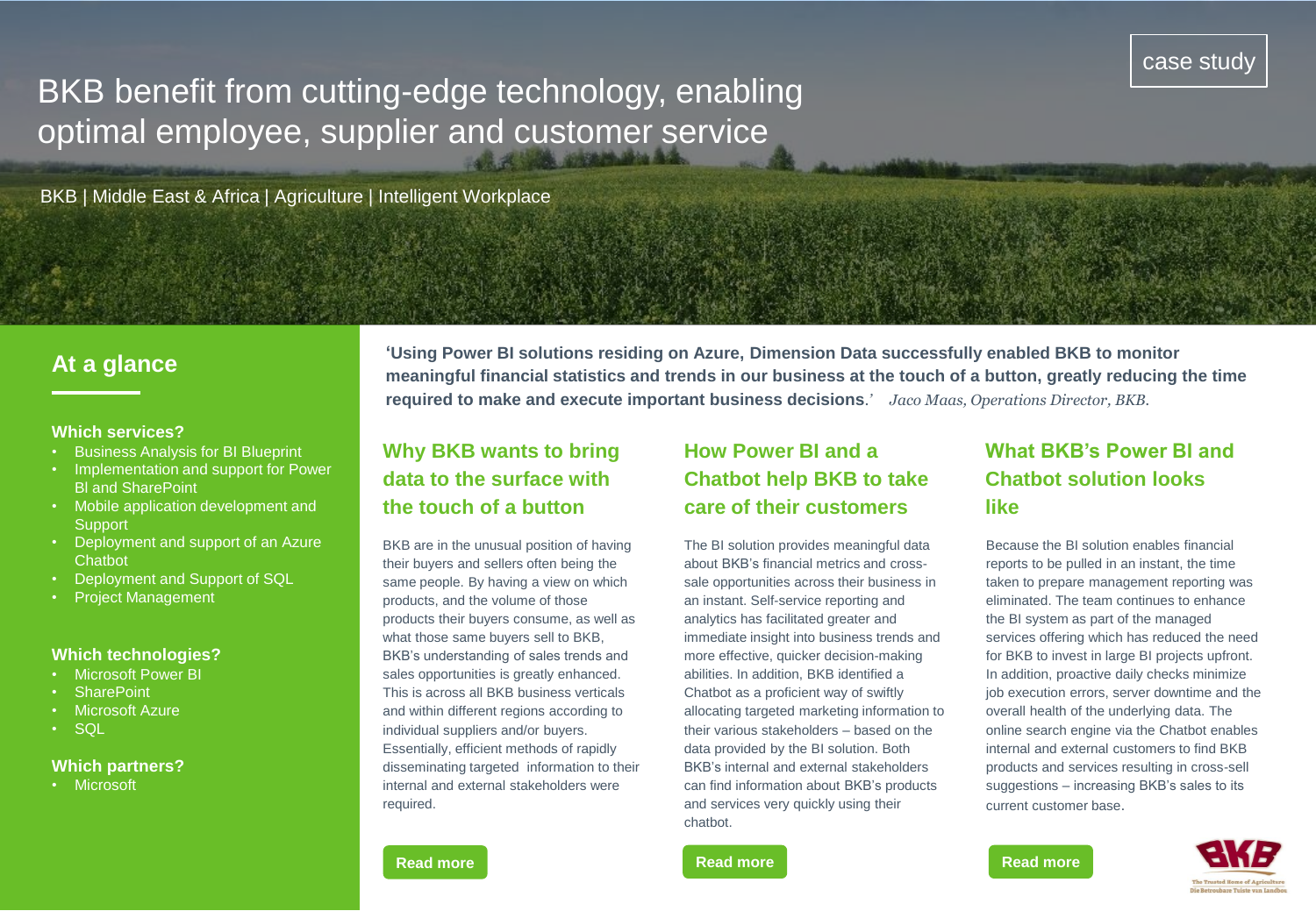case study

# BKB benefit from cutting-edge technology, enabling optimal employee, supplier and customer service

BKB | Middle East & Africa | Agriculture | Intelligent Workplace

## At a glance

**Which services?**

- Business Analysis for BI Blueprint
- Implementation and support for Power BI and SharePoint
- Mobile application development and Support
- Deployment and support of an Azure Chatbot
- Deployment and Support of SQL
- Project Management

**Which technologies?**

- Microsoft Power BI
- SharePoint
- Microsoft Azure
- SQL

**Which partners?**

- Microsoft

**'Using Power BI solutions residing on Azure, Dimension Data successfully enabled BKB to monitor meaningful financial statistics and trends in our business at the touch of a button, greatly reducing the time required to make and execute important business decisions**.' *Jaco Maas, Operations Director, BKB.*

## Why BKB wants to bring data to the surface with the touch of a button

BKB are in the unusual position of having their buyers and sellers often being the same people. By having a view on which products, and the volume of those products their buyers consume, as well as what those same buyers sell to BKB, BKB's understanding of sales trends and sales opportunities is greatly enhanced. This is across all BKB business verticals and within different regions according to individual suppliers and/or buyers. Essentially, efficient methods of rapidly disseminating targeted information to their internal and external stakeholders were required.

Read more

## How Power BI and a Chatbot help BKB to take care of their customers

The BI solution provides meaningful data about BKB's financial metrics and cross-sale opportunities across their business in an instant. Self-service reporting and analytics has facilitated greater and immediate insight into business trends and more effective, quicker decision-making abilities. In addition, BKB identified a Chatbot as a proficient way of swiftly allocating targeted marketing information to their various stakeholders – based on the data provided by the BI solution. Both BKB's internal and external stakeholders can find information about BKB's products and services very quickly using their chatbot.

Read more

## What BKB's Power BI and Chatbot solution looks like

Because the BI solution enables financial reports to be pulled in an instant, the time taken to prepare management reporting was eliminated. The team continues to enhance the BI system as part of the managed services offering which has reduced the need for BKB to invest in large BI projects upfront. In addition, proactive daily checks minimize job execution errors, server downtime and the overall health of the underlying data. The online search engine via the Chatbot enables internal and external customers to find BKB products and services resulting in cross-sell suggestions – increasing BKB's sales to its current customer base.

Read more

BKB
The Trusted Home of Agriculture
Die Betroubare Tuiste van Landbou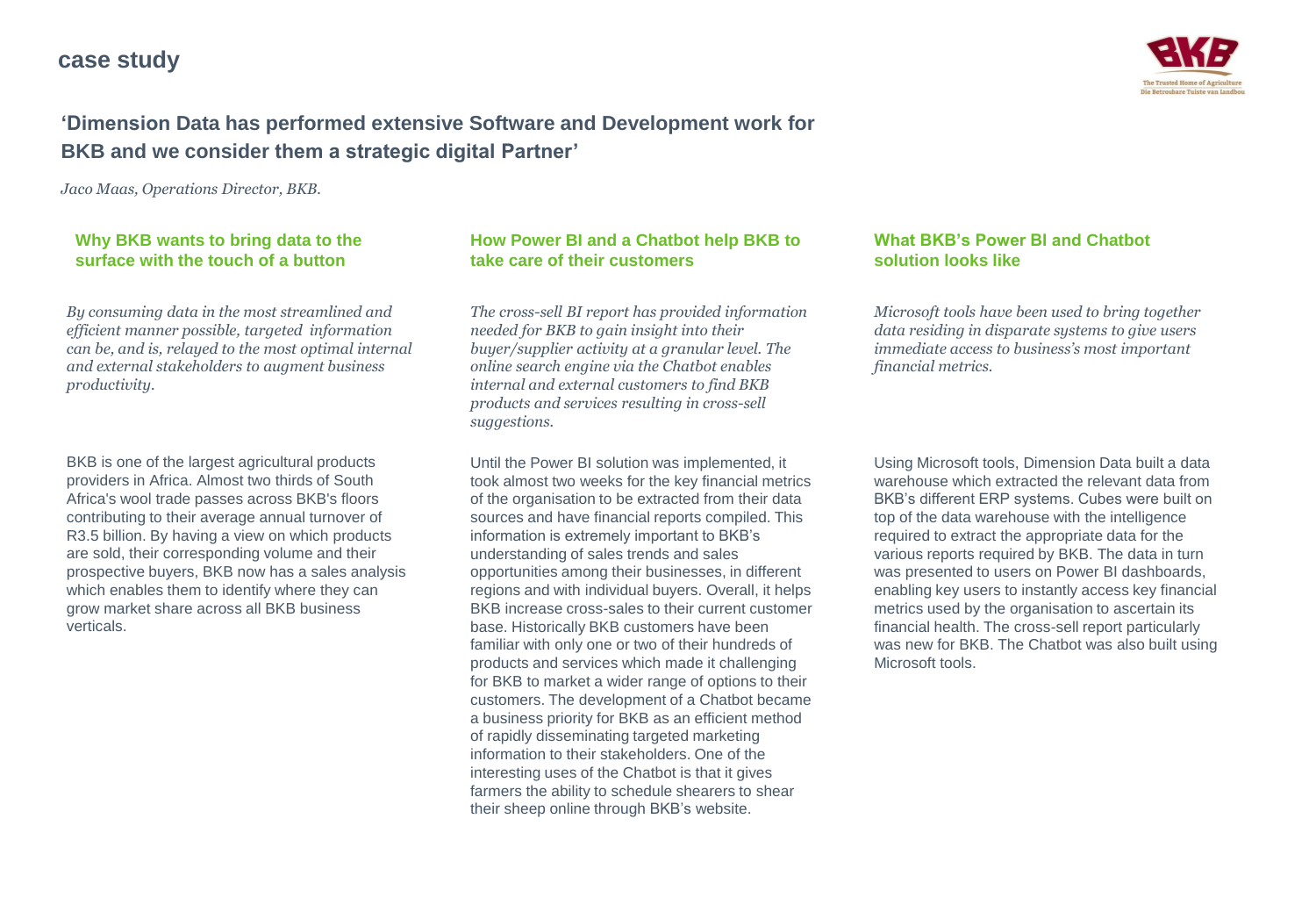## case study

### 'Dimension Data has performed extensive Software and Development work for BKB and we consider them a strategic digital Partner'

*Jaco Maas, Operations Director, BKB.*

### Why BKB wants to bring data to the surface with the touch of a button

*By consuming data in the most streamlined and efficient manner possible, targeted information can be, and is, relayed to the most optimal internal and external stakeholders to augment business productivity.*

BKB is one of the largest agricultural products providers in Africa. Almost two thirds of South Africa's wool trade passes across BKB's floors contributing to their average annual turnover of R3.5 billion. By having a view on which products are sold, their corresponding volume and their prospective buyers, BKB now has a sales analysis which enables them to identify where they can grow market share across all BKB business verticals.

### How Power BI and a Chatbot help BKB to take care of their customers

*The cross-sell BI report has provided information needed for BKB to gain insight into their buyer/supplier activity at a granular level. The online search engine via the Chatbot enables internal and external customers to find BKB products and services resulting in cross-sell suggestions.*

Until the Power BI solution was implemented, it took almost two weeks for the key financial metrics of the organisation to be extracted from their data sources and have financial reports compiled. This information is extremely important to BKB's understanding of sales trends and sales opportunities among their businesses, in different regions and with individual buyers. Overall, it helps BKB increase cross-sales to their current customer base. Historically BKB customers have been familiar with only one or two of their hundreds of products and services which made it challenging for BKB to market a wider range of options to their customers. The development of a Chatbot became a business priority for BKB as an efficient method of rapidly disseminating targeted marketing information to their stakeholders. One of the interesting uses of the Chatbot is that it gives farmers the ability to schedule shearers to shear their sheep online through BKB's website.

### What BKB's Power BI and Chatbot solution looks like

*Microsoft tools have been used to bring together data residing in disparate systems to give users immediate access to business's most important financial metrics.*

Using Microsoft tools, Dimension Data built a data warehouse which extracted the relevant data from BKB's different ERP systems. Cubes were built on top of the data warehouse with the intelligence required to extract the appropriate data for the various reports required by BKB. The data in turn was presented to users on Power BI dashboards, enabling key users to instantly access key financial metrics used by the organisation to ascertain its financial health. The cross-sell report particularly was new for BKB. The Chatbot was also built using Microsoft tools.